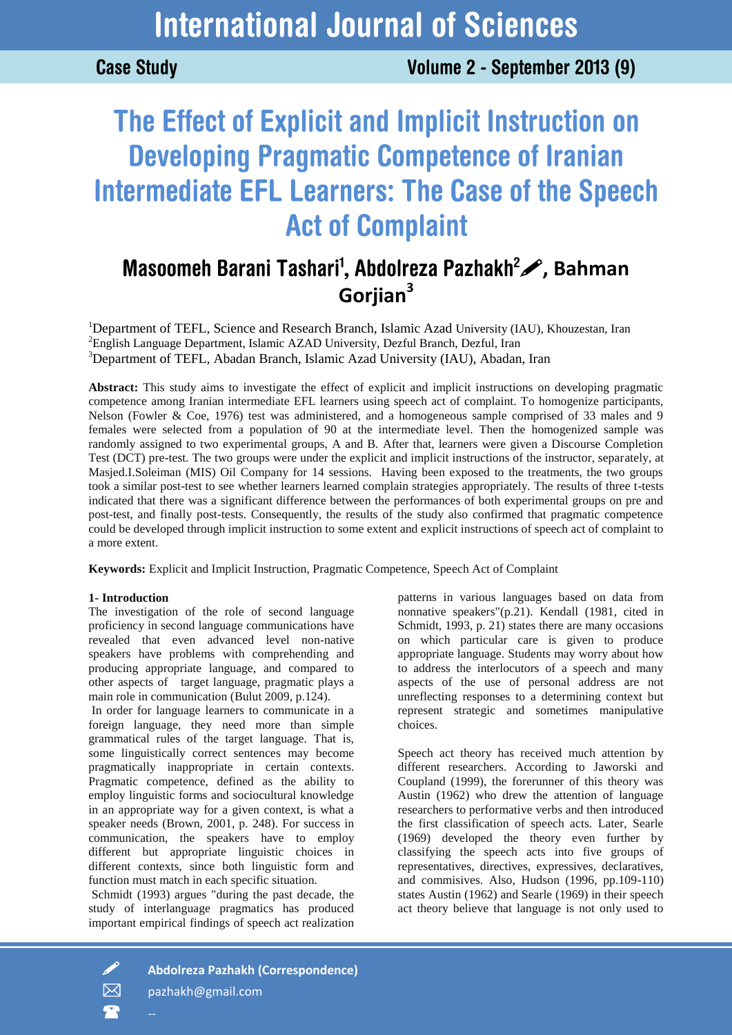# The Effect of Explicit and Implicit Instruction on Developing Pragmatic Competence of Iranian Intermediate EFL Learners: The Case of the Speech Act of Complaint

## Masoomeh Barani Tashari[1], Abdolreza Pazhakh[2], Bahman Gorjian[3]

[1]Department of TEFL, Science and Research Branch, Islamic Azad University (IAU), Khouzestan, Iran
[2]English Language Department, Islamic AZAD University, Dezful Branch, Dezful, Iran
[3]Department of TEFL, Abadan Branch, Islamic Azad University (IAU), Abadan, Iran

**Abstract:** This study aims to investigate the effect of explicit and implicit instructions on developing pragmatic competence among Iranian intermediate EFL learners using speech act of complaint. To homogenize participants, Nelson (Fowler & Coe, 1976) test was administered, and a homogeneous sample comprised of 33 males and 9 females were selected from a population of 90 at the intermediate level. Then the homogenized sample was randomly assigned to two experimental groups, A and B. After that, learners were given a Discourse Completion Test (DCT) pre-test. The two groups were under the explicit and implicit instructions of the instructor, separately, at Masjed.I.Soleiman (MIS) Oil Company for 14 sessions. Having been exposed to the treatments, the two groups took a similar post-test to see whether learners learned complain strategies appropriately. The results of three t-tests indicated that there was a significant difference between the performances of both experimental groups on pre and post-test, and finally post-tests. Consequently, the results of the study also confirmed that pragmatic competence could be developed through implicit instruction to some extent and explicit instructions of speech act of complaint to a more extent.

**Keywords:** Explicit and Implicit Instruction, Pragmatic Competence, Speech Act of Complaint

### 1- Introduction

The investigation of the role of second language proficiency in second language communications have revealed that even advanced level non-native speakers have problems with comprehending and producing appropriate language, and compared to other aspects of target language, pragmatic plays a main role in communication (Bulut 2009, p.124).

In order for language learners to communicate in a foreign language, they need more than simple grammatical rules of the target language. That is, some linguistically correct sentences may become pragmatically inappropriate in certain contexts. Pragmatic competence, defined as the ability to employ linguistic forms and sociocultural knowledge in an appropriate way for a given context, is what a speaker needs (Brown, 2001, p. 248). For success in communication, the speakers have to employ different but appropriate linguistic choices in different contexts, since both linguistic form and function must match in each specific situation.

Schmidt (1993) argues "during the past decade, the study of interlanguage pragmatics has produced important empirical findings of speech act realization patterns in various languages based on data from nonnative speakers"(p.21). Kendall (1981, cited in Schmidt, 1993, p. 21) states there are many occasions on which particular care is given to produce appropriate language. Students may worry about how to address the interlocutors of a speech and many aspects of the use of personal address are not unreflecting responses to a determining context but represent strategic and sometimes manipulative choices.

Speech act theory has received much attention by different researchers. According to Jaworski and Coupland (1999), the forerunner of this theory was Austin (1962) who drew the attention of language researchers to performative verbs and then introduced the first classification of speech acts. Later, Searle (1969) developed the theory even further by classifying the speech acts into five groups of representatives, directives, expressives, declaratives, and commisives. Also, Hudson (1996, pp.109-110) states Austin (1962) and Searle (1969) in their speech act theory believe that language is not only used to

**Abdolreza Pazhakh (Correspondence)**
pazhakh@gmail.com
--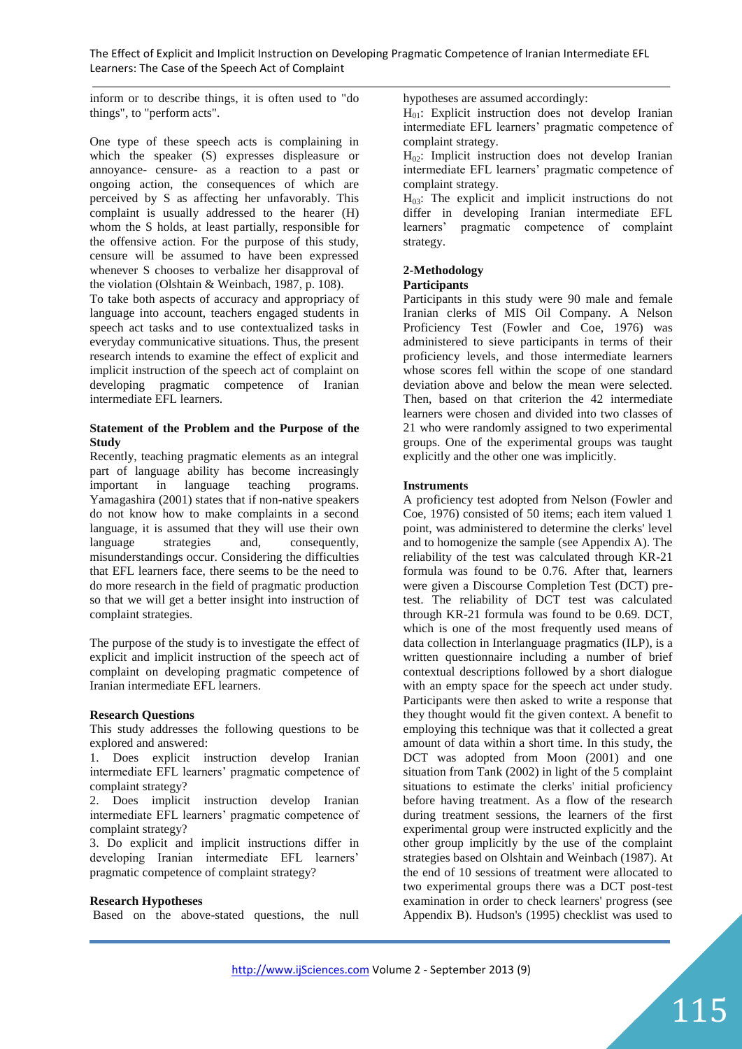inform or to describe things, it is often used to "do things", to "perform acts".

One type of these speech acts is complaining in which the speaker (S) expresses displeasure or annoyance- censure- as a reaction to a past or ongoing action, the consequences of which are perceived by S as affecting her unfavorably. This complaint is usually addressed to the hearer (H) whom the S holds, at least partially, responsible for the offensive action. For the purpose of this study, censure will be assumed to have been expressed whenever S chooses to verbalize her disapproval of the violation (Olshtain & Weinbach, 1987, p. 108).

To take both aspects of accuracy and appropriacy of language into account, teachers engaged students in speech act tasks and to use contextualized tasks in everyday communicative situations. Thus, the present research intends to examine the effect of explicit and implicit instruction of the speech act of complaint on developing pragmatic competence of Iranian intermediate EFL learners.

**Statement of the Problem and the Purpose of the Study**

Recently, teaching pragmatic elements as an integral part of language ability has become increasingly important in language teaching programs. Yamagashira (2001) states that if non-native speakers do not know how to make complaints in a second language, it is assumed that they will use their own language strategies and, consequently, misunderstandings occur. Considering the difficulties that EFL learners face, there seems to be the need to do more research in the field of pragmatic production so that we will get a better insight into instruction of complaint strategies.

The purpose of the study is to investigate the effect of explicit and implicit instruction of the speech act of complaint on developing pragmatic competence of Iranian intermediate EFL learners.

**Research Questions**

This study addresses the following questions to be explored and answered:

1. Does explicit instruction develop Iranian intermediate EFL learners' pragmatic competence of complaint strategy?
2. Does implicit instruction develop Iranian intermediate EFL learners' pragmatic competence of complaint strategy?
3. Do explicit and implicit instructions differ in developing Iranian intermediate EFL learners' pragmatic competence of complaint strategy?

**Research Hypotheses**

Based on the above-stated questions, the null hypotheses are assumed accordingly:

$H_{01}$: Explicit instruction does not develop Iranian intermediate EFL learners' pragmatic competence of complaint strategy.

$H_{02}$: Implicit instruction does not develop Iranian intermediate EFL learners' pragmatic competence of complaint strategy.

$H_{03}$: The explicit and implicit instructions do not differ in developing Iranian intermediate EFL learners' pragmatic competence of complaint strategy.

**2-Methodology**

**Participants**

Participants in this study were 90 male and female Iranian clerks of MIS Oil Company. A Nelson Proficiency Test (Fowler and Coe, 1976) was administered to sieve participants in terms of their proficiency levels, and those intermediate learners whose scores fell within the scope of one standard deviation above and below the mean were selected. Then, based on that criterion the 42 intermediate learners were chosen and divided into two classes of 21 who were randomly assigned to two experimental groups. One of the experimental groups was taught explicitly and the other one was implicitly.

**Instruments**

A proficiency test adopted from Nelson (Fowler and Coe, 1976) consisted of 50 items; each item valued 1 point, was administered to determine the clerks' level and to homogenize the sample (see Appendix A). The reliability of the test was calculated through KR-21 formula was found to be 0.76. After that, learners were given a Discourse Completion Test (DCT) pre-test. The reliability of DCT test was calculated through KR-21 formula was found to be 0.69. DCT, which is one of the most frequently used means of data collection in Interlanguage pragmatics (ILP), is a written questionnaire including a number of brief contextual descriptions followed by a short dialogue with an empty space for the speech act under study. Participants were then asked to write a response that they thought would fit the given context. A benefit to employing this technique was that it collected a great amount of data within a short time. In this study, the DCT was adopted from Moon (2001) and one situation from Tank (2002) in light of the 5 complaint situations to estimate the clerks' initial proficiency before having treatment. As a flow of the research during treatment sessions, the learners of the first experimental group were instructed explicitly and the other group implicitly by the use of the complaint strategies based on Olshtain and Weinbach (1987). At the end of 10 sessions of treatment were allocated to two experimental groups there was a DCT post-test examination in order to check learners' progress (see Appendix B). Hudson's (1995) checklist was used to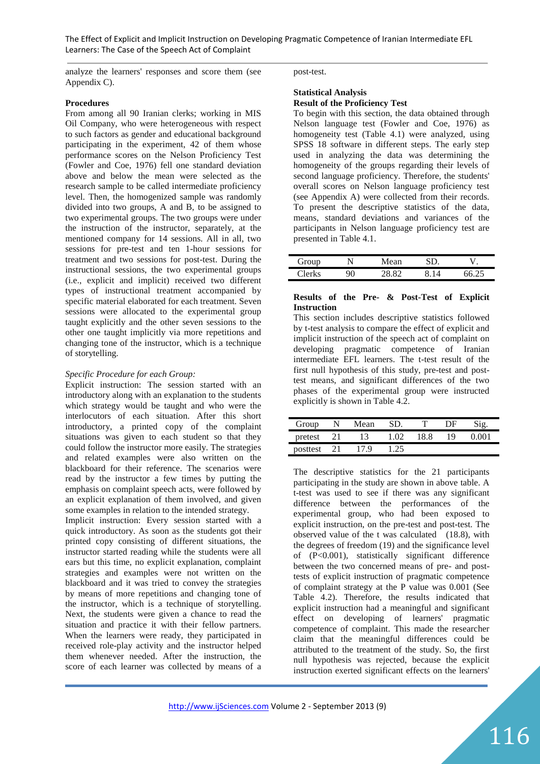analyze the learners' responses and score them (see Appendix C).

**Procedures**

From among all 90 Iranian clerks; working in MIS Oil Company, who were heterogeneous with respect to such factors as gender and educational background participating in the experiment, 42 of them whose performance scores on the Nelson Proficiency Test (Fowler and Coe, 1976) fell one standard deviation above and below the mean were selected as the research sample to be called intermediate proficiency level. Then, the homogenized sample was randomly divided into two groups, A and B, to be assigned to two experimental groups. The two groups were under the instruction of the instructor, separately, at the mentioned company for 14 sessions. All in all, two sessions for pre-test and ten 1-hour sessions for treatment and two sessions for post-test. During the instructional sessions, the two experimental groups (i.e., explicit and implicit) received two different types of instructional treatment accompanied by specific material elaborated for each treatment. Seven sessions were allocated to the experimental group taught explicitly and the other seven sessions to the other one taught implicitly via more repetitions and changing tone of the instructor, which is a technique of storytelling.

*Specific Procedure for each Group:*

Explicit instruction: The session started with an introductory along with an explanation to the students which strategy would be taught and who were the interlocutors of each situation. After this short introductory, a printed copy of the complaint situations was given to each student so that they could follow the instructor more easily. The strategies and related examples were also written on the blackboard for their reference. The scenarios were read by the instructor a few times by putting the emphasis on complaint speech acts, were followed by an explicit explanation of them involved, and given some examples in relation to the intended strategy.

Implicit instruction: Every session started with a quick introductory. As soon as the students got their printed copy consisting of different situations, the instructor started reading while the students were all ears but this time, no explicit explanation, complaint strategies and examples were not written on the blackboard and it was tried to convey the strategies by means of more repetitions and changing tone of the instructor, which is a technique of storytelling. Next, the students were given a chance to read the situation and practice it with their fellow partners. When the learners were ready, they participated in received role-play activity and the instructor helped them whenever needed. After the instruction, the score of each learner was collected by means of a post-test.

**Statistical Analysis**

**Result of the Proficiency Test**

To begin with this section, the data obtained through Nelson language test (Fowler and Coe, 1976) as homogeneity test (Table 4.1) were analyzed, using SPSS 18 software in different steps. The early step used in analyzing the data was determining the homogeneity of the groups regarding their levels of second language proficiency. Therefore, the students' overall scores on Nelson language proficiency test (see Appendix A) were collected from their records. To present the descriptive statistics of the data, means, standard deviations and variances of the participants in Nelson language proficiency test are presented in Table 4.1.

| Group | N | Mean | SD. | V. |
|---|---|---|---|---|
| Clerks | 90 | 28.82 | 8.14 | 66.25 |

**Results of the Pre- & Post-Test of Explicit Instruction**

This section includes descriptive statistics followed by t-test analysis to compare the effect of explicit and implicit instruction of the speech act of complaint on developing pragmatic competence of Iranian intermediate EFL learners. The t-test result of the first null hypothesis of this study, pre-test and post-test means, and significant differences of the two phases of the experimental group were instructed explicitly is shown in Table 4.2.

| Group | N | Mean | SD. | T | DF | Sig. |
|---|---|---|---|---|---|---|
| pretest | 21 | 13 | 1.02 | 18.8 | 19 | 0.001 |
| posttest | 21 | 17.9 | 1.25 | | | |

The descriptive statistics for the 21 participants participating in the study are shown in above table. A t-test was used to see if there was any significant difference between the performances of the experimental group, who had been exposed to explicit instruction, on the pre-test and post-test. The observed value of the t was calculated (18.8), with the degrees of freedom (19) and the significance level of ($P<0.001$), statistically significant difference between the two concerned means of pre- and post-tests of explicit instruction of pragmatic competence of complaint strategy at the P value was 0.001 (See Table 4.2). Therefore, the results indicated that explicit instruction had a meaningful and significant effect on developing of learners' pragmatic competence of complaint. This made the researcher claim that the meaningful differences could be attributed to the treatment of the study. So, the first null hypothesis was rejected, because the explicit instruction exerted significant effects on the learners'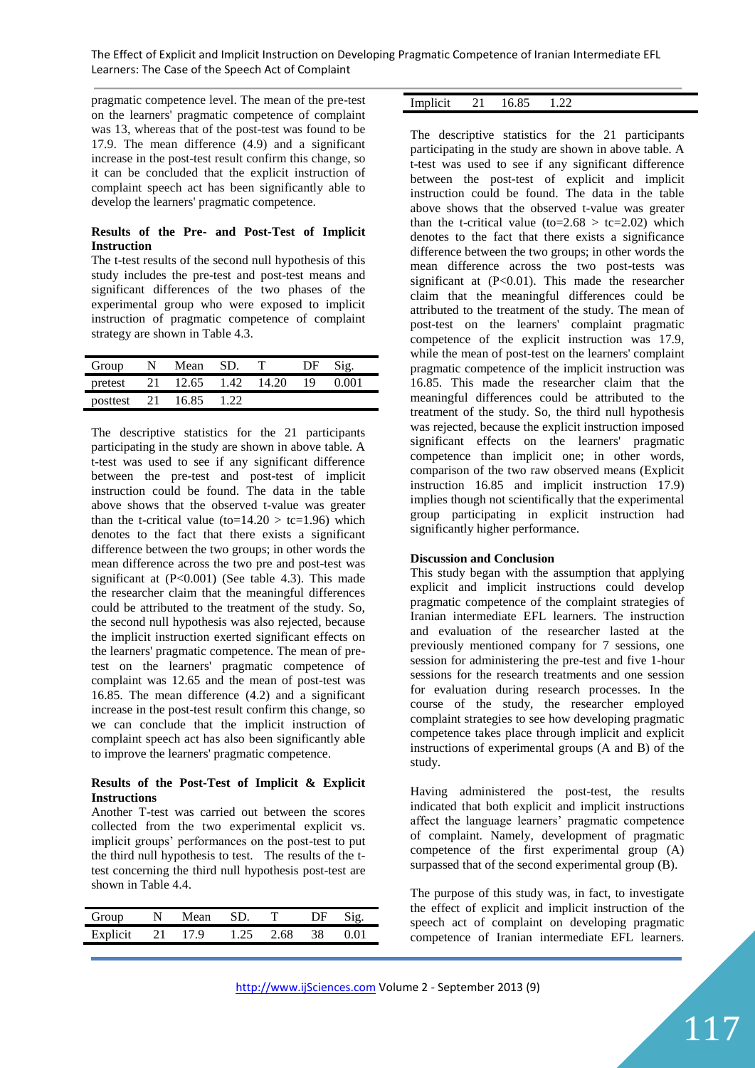pragmatic competence level. The mean of the pre-test on the learners' pragmatic competence of complaint was 13, whereas that of the post-test was found to be 17.9. The mean difference (4.9) and a significant increase in the post-test result confirm this change, so it can be concluded that the explicit instruction of complaint speech act has been significantly able to develop the learners' pragmatic competence.

**Results of the Pre- and Post-Test of Implicit Instruction**

The t-test results of the second null hypothesis of this study includes the pre-test and post-test means and significant differences of the two phases of the experimental group who were exposed to implicit instruction of pragmatic competence of complaint strategy are shown in Table 4.3.

| Group | N | Mean | SD. | T | DF | Sig. |
|---|---|---|---|---|---|---|
| pretest | 21 | 12.65 | 1.42 | 14.20 | 19 | 0.001 |
| posttest | 21 | 16.85 | 1.22 | | | |

The descriptive statistics for the 21 participants participating in the study are shown in above table. A t-test was used to see if any significant difference between the pre-test and post-test of implicit instruction could be found. The data in the table above shows that the observed t-value was greater than the t-critical value (to=14.20 > tc=1.96) which denotes to the fact that there exists a significant difference between the two groups; in other words the mean difference across the two pre and post-test was significant at (P<0.001) (See table 4.3). This made the researcher claim that the meaningful differences could be attributed to the treatment of the study. So, the second null hypothesis was also rejected, because the implicit instruction exerted significant effects on the learners' pragmatic competence. The mean of pre-test on the learners' pragmatic competence of complaint was 12.65 and the mean of post-test was 16.85. The mean difference (4.2) and a significant increase in the post-test result confirm this change, so we can conclude that the implicit instruction of complaint speech act has also been significantly able to improve the learners' pragmatic competence.

**Results of the Post-Test of Implicit & Explicit Instructions**

Another T-test was carried out between the scores collected from the two experimental explicit vs. implicit groups' performances on the post-test to put the third null hypothesis to test. The results of the t-test concerning the third null hypothesis post-test are shown in Table 4.4.

| Group | N | Mean | SD. | T | DF | Sig. |
|---|---|---|---|---|---|---|
| Explicit | 21 | 17.9 | 1.25 | 2.68 | 38 | 0.01 |
| Implicit | 21 | 16.85 | 1.22 | | | |

The descriptive statistics for the 21 participants participating in the study are shown in above table. A t-test was used to see if any significant difference between the post-test of explicit and implicit instruction could be found. The data in the table above shows that the observed t-value was greater than the t-critical value (to=2.68 > tc=2.02) which denotes to the fact that there exists a significance difference between the two groups; in other words the mean difference across the two post-tests was significant at (P<0.01). This made the researcher claim that the meaningful differences could be attributed to the treatment of the study. The mean of post-test on the learners' complaint pragmatic competence of the explicit instruction was 17.9, while the mean of post-test on the learners' complaint pragmatic competence of the implicit instruction was 16.85. This made the researcher claim that the meaningful differences could be attributed to the treatment of the study. So, the third null hypothesis was rejected, because the explicit instruction imposed significant effects on the learners' pragmatic competence than implicit one; in other words, comparison of the two raw observed means (Explicit instruction 16.85 and implicit instruction 17.9) implies though not scientifically that the experimental group participating in explicit instruction had significantly higher performance.

**Discussion and Conclusion**

This study began with the assumption that applying explicit and implicit instructions could develop pragmatic competence of the complaint strategies of Iranian intermediate EFL learners. The instruction and evaluation of the researcher lasted at the previously mentioned company for 7 sessions, one session for administering the pre-test and five 1-hour sessions for the research treatments and one session for evaluation during research processes. In the course of the study, the researcher employed complaint strategies to see how developing pragmatic competence takes place through implicit and explicit instructions of experimental groups (A and B) of the study.

Having administered the post-test, the results indicated that both explicit and implicit instructions affect the language learners' pragmatic competence of complaint. Namely, development of pragmatic competence of the first experimental group (A) surpassed that of the second experimental group (B).

The purpose of this study was, in fact, to investigate the effect of explicit and implicit instruction of the speech act of complaint on developing pragmatic competence of Iranian intermediate EFL learners.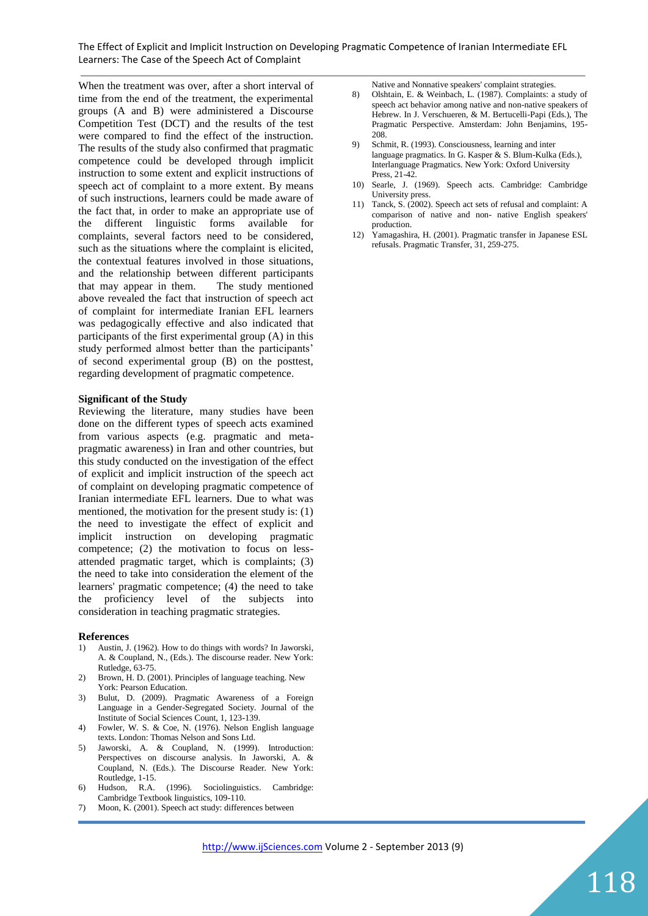When the treatment was over, after a short interval of time from the end of the treatment, the experimental groups (A and B) were administered a Discourse Competition Test (DCT) and the results of the test were compared to find the effect of the instruction. The results of the study also confirmed that pragmatic competence could be developed through implicit instruction to some extent and explicit instructions of speech act of complaint to a more extent. By means of such instructions, learners could be made aware of the fact that, in order to make an appropriate use of the different linguistic forms available for complaints, several factors need to be considered, such as the situations where the complaint is elicited, the contextual features involved in those situations, and the relationship between different participants that may appear in them. The study mentioned above revealed the fact that instruction of speech act of complaint for intermediate Iranian EFL learners was pedagogically effective and also indicated that participants of the first experimental group (A) in this study performed almost better than the participants' of second experimental group (B) on the posttest, regarding development of pragmatic competence.

### Significant of the Study

Reviewing the literature, many studies have been done on the different types of speech acts examined from various aspects (e.g. pragmatic and meta-pragmatic awareness) in Iran and other countries, but this study conducted on the investigation of the effect of explicit and implicit instruction of the speech act of complaint on developing pragmatic competence of Iranian intermediate EFL learners. Due to what was mentioned, the motivation for the present study is: (1) the need to investigate the effect of explicit and implicit instruction on developing pragmatic competence; (2) the motivation to focus on less-attended pragmatic target, which is complaints; (3) the need to take into consideration the element of the learners' pragmatic competence; (4) the need to take the proficiency level of the subjects into consideration in teaching pragmatic strategies.

### References

1) Austin, J. (1962). How to do things with words? In Jaworski, A. & Coupland, N., (Eds.). The discourse reader. New York: Rutledge, 63-75.
2) Brown, H. D. (2001). Principles of language teaching. New York: Pearson Education.
3) Bulut, D. (2009). Pragmatic Awareness of a Foreign Language in a Gender-Segregated Society. Journal of the Institute of Social Sciences Count, 1, 123-139.
4) Fowler, W. S. & Coe, N. (1976). Nelson English language texts. London: Thomas Nelson and Sons Ltd.
5) Jaworski, A. & Coupland, N. (1999). Introduction: Perspectives on discourse analysis. In Jaworski, A. & Coupland, N. (Eds.). The Discourse Reader. New York: Routledge, 1-15.
6) Hudson, R.A. (1996). Sociolinguistics. Cambridge: Cambridge Textbook linguistics, 109-110.
7) Moon, K. (2001). Speech act study: differences between Native and Nonnative speakers' complaint strategies.
8) Olshtain, E. & Weinbach, L. (1987). Complaints: a study of speech act behavior among native and non-native speakers of Hebrew. In J. Verschueren, & M. Bertucelli-Papi (Eds.), The Pragmatic Perspective. Amsterdam: John Benjamins, 195-208.
9) Schmit, R. (1993). Consciousness, learning and inter language pragmatics. In G. Kasper & S. Blum-Kulka (Eds.), Interlanguage Pragmatics. New York: Oxford University Press, 21-42.
10) Searle, J. (1969). Speech acts. Cambridge: Cambridge University press.
11) Tanck, S. (2002). Speech act sets of refusal and complaint: A comparison of native and non- native English speakers' production.
12) Yamagashira, H. (2001). Pragmatic transfer in Japanese ESL refusals. Pragmatic Transfer, 31, 259-275.